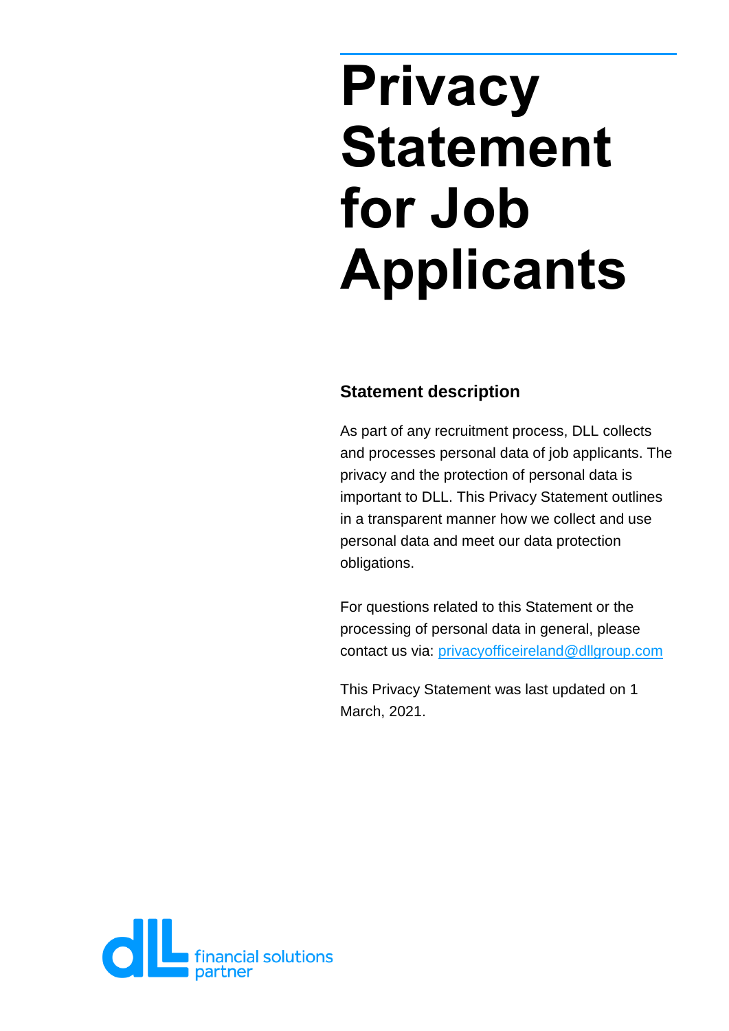# Privacy Statement for Job Applicants

## Statement description

As part of any recruitment process, DLL collects and processes personal data of job applicants. The privacy and the protection of personal data is important to DLL. This Privacy Statement outlines in a transparent manner how we collect and use personal data and meet our data protection obligations.

For questions related to this Statement or the processing of personal data in general, please contact us via: privacyofficeireland@dllgroup.com

This Privacy Statement was last updated on 1 March, 2021.

dLL financial solutions partner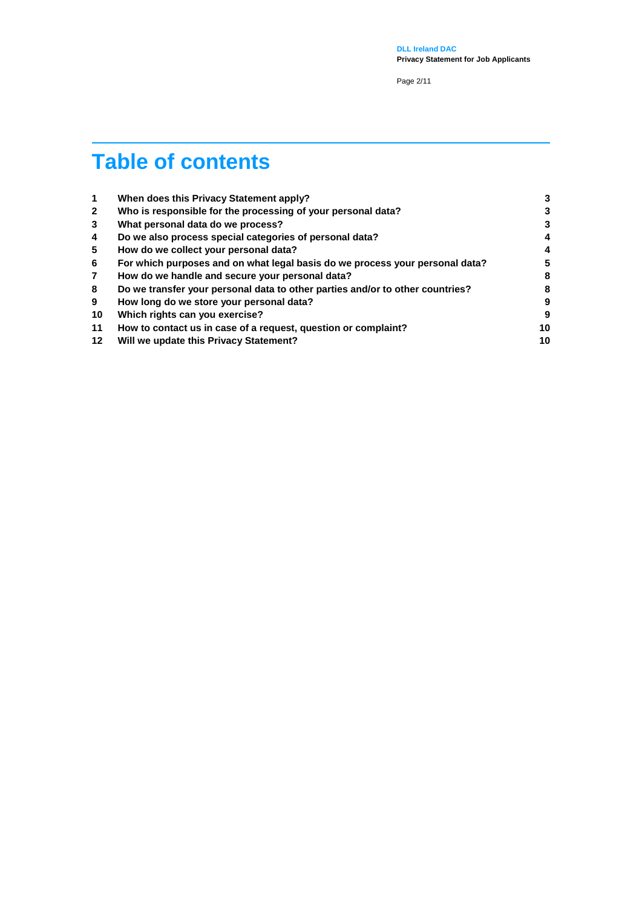# Table of contents

| | | |
|---|---|---|
| 1 | When does this Privacy Statement apply? | 3 |
| 2 | Who is responsible for the processing of your personal data? | 3 |
| 3 | What personal data do we process? | 3 |
| 4 | Do we also process special categories of personal data? | 4 |
| 5 | How do we collect your personal data? | 4 |
| 6 | For which purposes and on what legal basis do we process your personal data? | 5 |
| 7 | How do we handle and secure your personal data? | 8 |
| 8 | Do we transfer your personal data to other parties and/or to other countries? | 8 |
| 9 | How long do we store your personal data? | 9 |
| 10 | Which rights can you exercise? | 9 |
| 11 | How to contact us in case of a request, question or complaint? | 10 |
| 12 | Will we update this Privacy Statement? | 10 |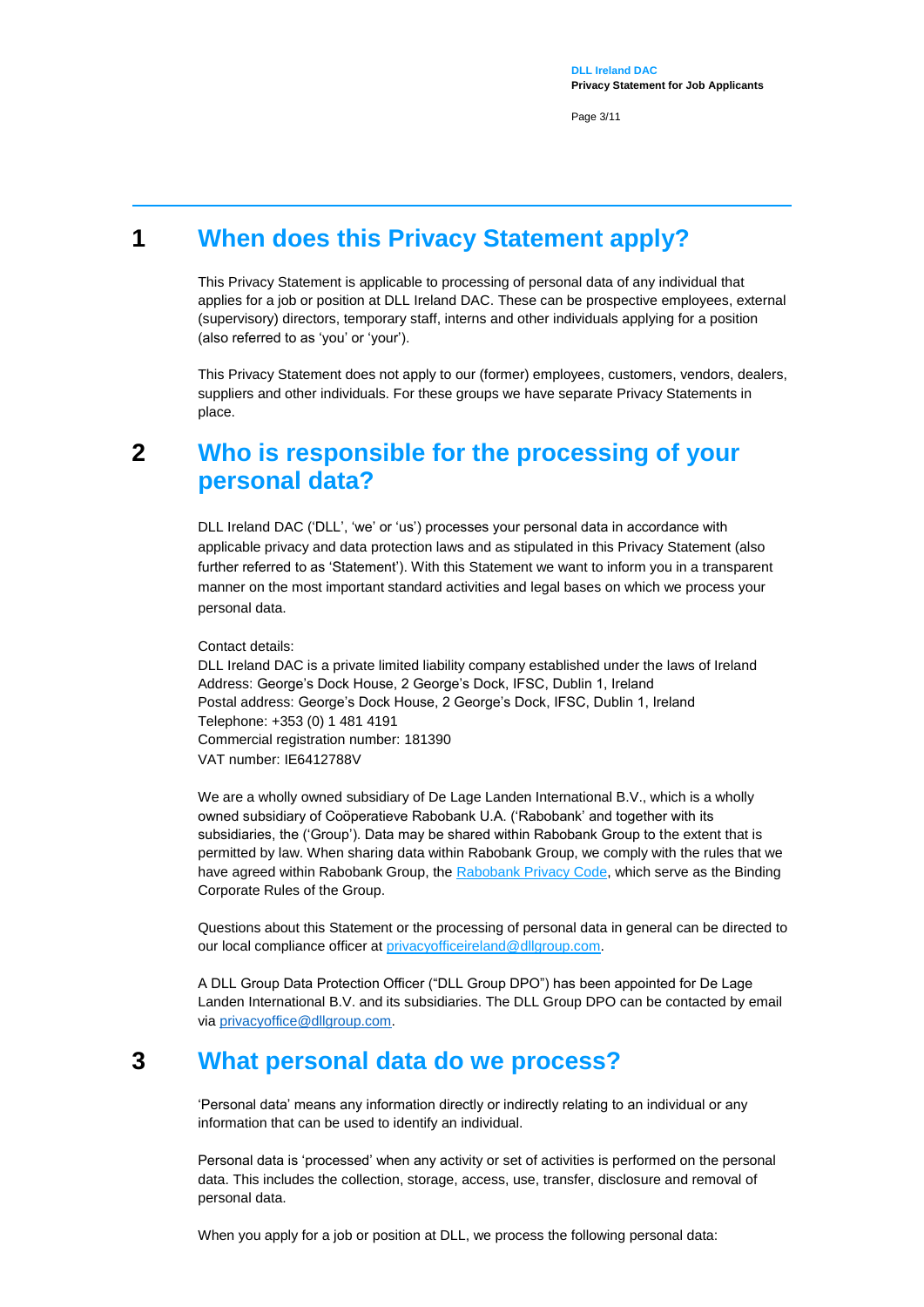# 1 When does this Privacy Statement apply?

This Privacy Statement is applicable to processing of personal data of any individual that applies for a job or position at DLL Ireland DAC. These can be prospective employees, external (supervisory) directors, temporary staff, interns and other individuals applying for a position (also referred to as 'you' or 'your').

This Privacy Statement does not apply to our (former) employees, customers, vendors, dealers, suppliers and other individuals. For these groups we have separate Privacy Statements in place.

# 2 Who is responsible for the processing of your personal data?

DLL Ireland DAC ('DLL', 'we' or 'us') processes your personal data in accordance with applicable privacy and data protection laws and as stipulated in this Privacy Statement (also further referred to as 'Statement'). With this Statement we want to inform you in a transparent manner on the most important standard activities and legal bases on which we process your personal data.

Contact details:
DLL Ireland DAC is a private limited liability company established under the laws of Ireland
Address: George's Dock House, 2 George's Dock, IFSC, Dublin 1, Ireland
Postal address: George's Dock House, 2 George's Dock, IFSC, Dublin 1, Ireland
Telephone: +353 (0) 1 481 4191
Commercial registration number: 181390
VAT number: IE6412788V

We are a wholly owned subsidiary of De Lage Landen International B.V., which is a wholly owned subsidiary of Coöperatieve Rabobank U.A. ('Rabobank' and together with its subsidiaries, the ('Group'). Data may be shared within Rabobank Group to the extent that is permitted by law. When sharing data within Rabobank Group, we comply with the rules that we have agreed within Rabobank Group, the [Rabobank Privacy Code](), which serve as the Binding Corporate Rules of the Group.

Questions about this Statement or the processing of personal data in general can be directed to our local compliance officer at [privacyofficeireland@dllgroup.com]().

A DLL Group Data Protection Officer ("DLL Group DPO") has been appointed for De Lage Landen International B.V. and its subsidiaries. The DLL Group DPO can be contacted by email via [privacyoffice@dllgroup.com]().

# 3 What personal data do we process?

'Personal data' means any information directly or indirectly relating to an individual or any information that can be used to identify an individual.

Personal data is 'processed' when any activity or set of activities is performed on the personal data. This includes the collection, storage, access, use, transfer, disclosure and removal of personal data.

When you apply for a job or position at DLL, we process the following personal data: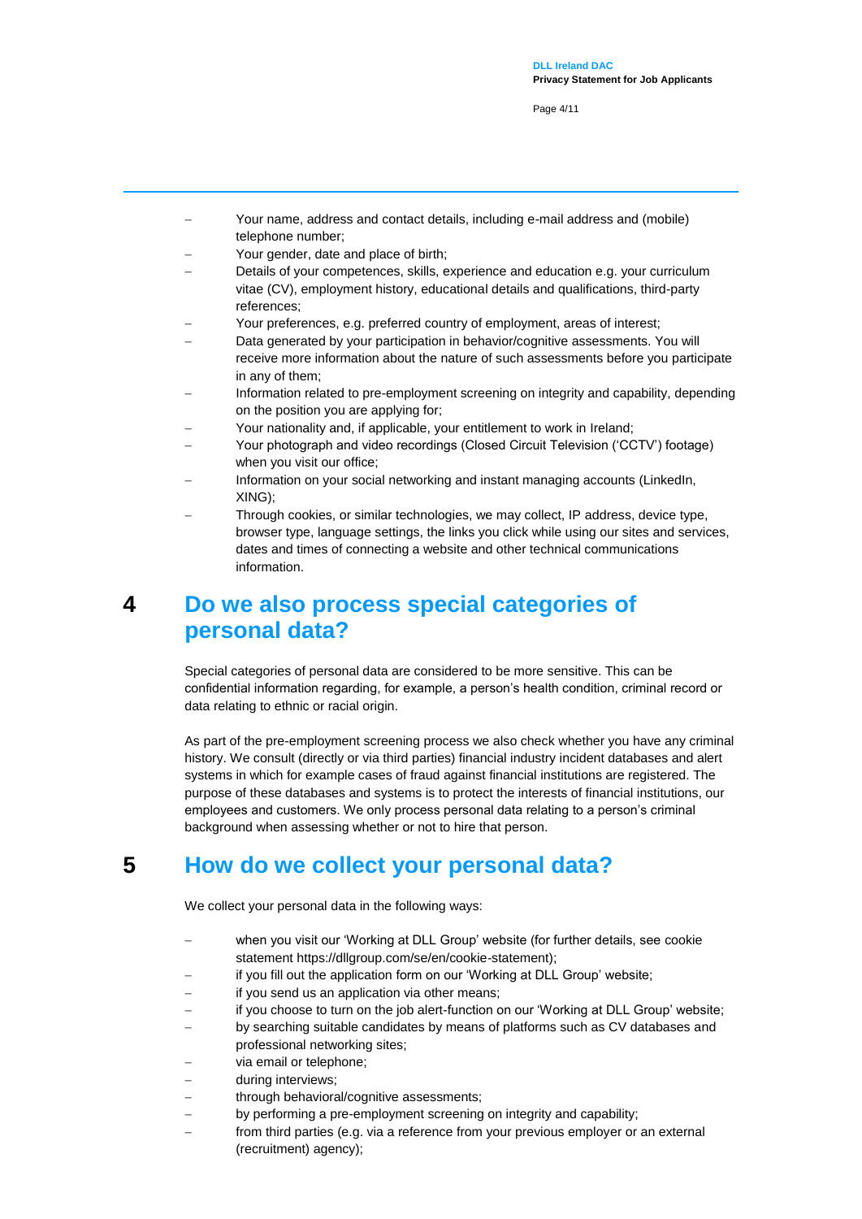- Your name, address and contact details, including e-mail address and (mobile) telephone number;
- Your gender, date and place of birth;
- Details of your competences, skills, experience and education e.g. your curriculum vitae (CV), employment history, educational details and qualifications, third-party references;
- Your preferences, e.g. preferred country of employment, areas of interest;
- Data generated by your participation in behavior/cognitive assessments. You will receive more information about the nature of such assessments before you participate in any of them;
- Information related to pre-employment screening on integrity and capability, depending on the position you are applying for;
- Your nationality and, if applicable, your entitlement to work in Ireland;
- Your photograph and video recordings (Closed Circuit Television ('CCTV') footage) when you visit our office;
- Information on your social networking and instant managing accounts (LinkedIn, XING);
- Through cookies, or similar technologies, we may collect, IP address, device type, browser type, language settings, the links you click while using our sites and services, dates and times of connecting a website and other technical communications information.

# 4 Do we also process special categories of personal data?

Special categories of personal data are considered to be more sensitive. This can be confidential information regarding, for example, a person's health condition, criminal record or data relating to ethnic or racial origin.

As part of the pre-employment screening process we also check whether you have any criminal history. We consult (directly or via third parties) financial industry incident databases and alert systems in which for example cases of fraud against financial institutions are registered. The purpose of these databases and systems is to protect the interests of financial institutions, our employees and customers. We only process personal data relating to a person's criminal background when assessing whether or not to hire that person.

# 5 How do we collect your personal data?

We collect your personal data in the following ways:

- when you visit our 'Working at DLL Group' website (for further details, see cookie statement https://dllgroup.com/se/en/cookie-statement);
- if you fill out the application form on our 'Working at DLL Group' website;
- if you send us an application via other means;
- if you choose to turn on the job alert-function on our 'Working at DLL Group' website;
- by searching suitable candidates by means of platforms such as CV databases and professional networking sites;
- via email or telephone;
- during interviews;
- through behavioral/cognitive assessments;
- by performing a pre-employment screening on integrity and capability;
- from third parties (e.g. via a reference from your previous employer or an external (recruitment) agency);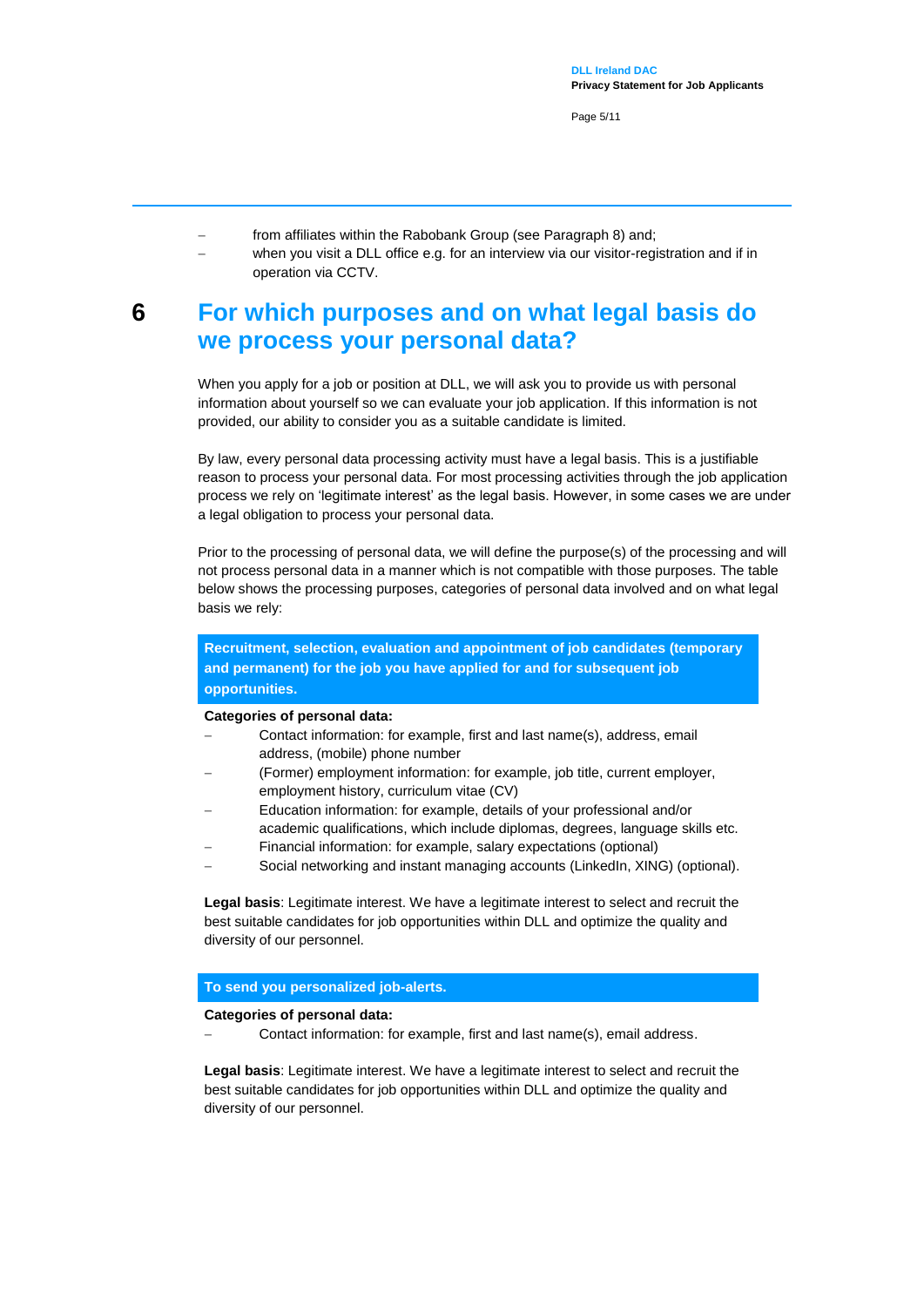- from affiliates within the Rabobank Group (see Paragraph 8) and;
- when you visit a DLL office e.g. for an interview via our visitor-registration and if in operation via CCTV.

## 6 For which purposes and on what legal basis do we process your personal data?

When you apply for a job or position at DLL, we will ask you to provide us with personal information about yourself so we can evaluate your job application. If this information is not provided, our ability to consider you as a suitable candidate is limited.

By law, every personal data processing activity must have a legal basis. This is a justifiable reason to process your personal data. For most processing activities through the job application process we rely on 'legitimate interest' as the legal basis. However, in some cases we are under a legal obligation to process your personal data.

Prior to the processing of personal data, we will define the purpose(s) of the processing and will not process personal data in a manner which is not compatible with those purposes. The table below shows the processing purposes, categories of personal data involved and on what legal basis we rely:

**Recruitment, selection, evaluation and appointment of job candidates (temporary and permanent) for the job you have applied for and for subsequent job opportunities.**

**Categories of personal data:**

- Contact information: for example, first and last name(s), address, email address, (mobile) phone number
- (Former) employment information: for example, job title, current employer, employment history, curriculum vitae (CV)
- Education information: for example, details of your professional and/or academic qualifications, which include diplomas, degrees, language skills etc.
- Financial information: for example, salary expectations (optional)
- Social networking and instant managing accounts (LinkedIn, XING) (optional).

**Legal basis**: Legitimate interest. We have a legitimate interest to select and recruit the best suitable candidates for job opportunities within DLL and optimize the quality and diversity of our personnel.

**To send you personalized job-alerts.**

**Categories of personal data:**

- Contact information: for example, first and last name(s), email address.

**Legal basis**: Legitimate interest. We have a legitimate interest to select and recruit the best suitable candidates for job opportunities within DLL and optimize the quality and diversity of our personnel.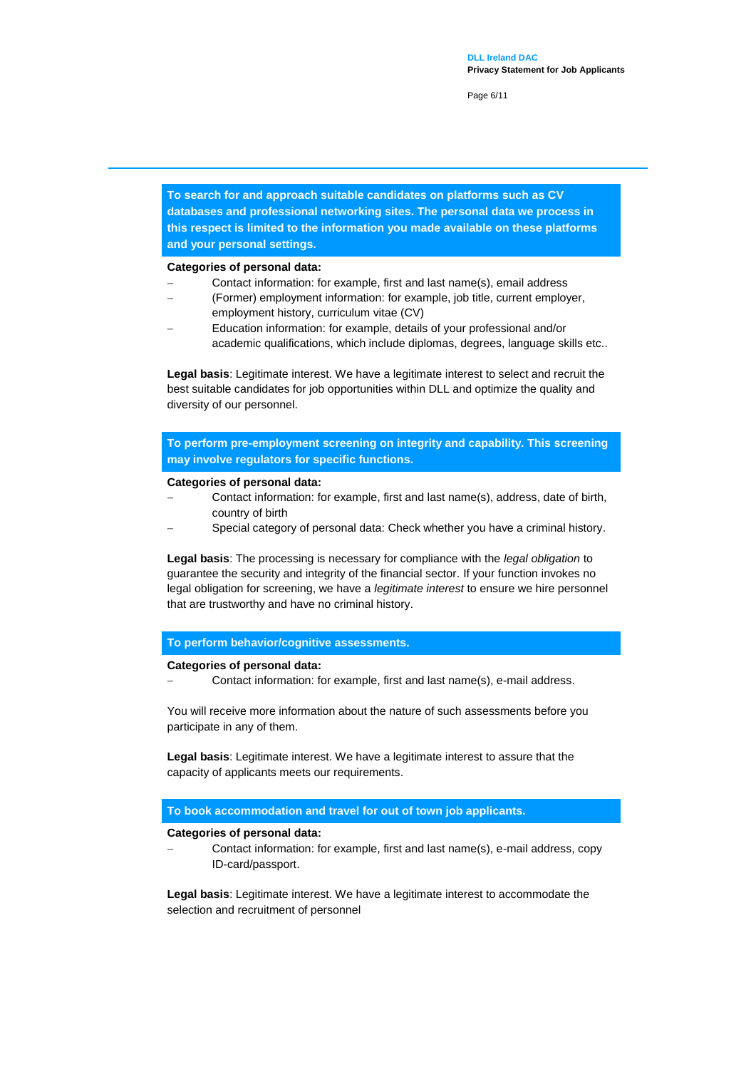**To search for and approach suitable candidates on platforms such as CV databases and professional networking sites. The personal data we process in this respect is limited to the information you made available on these platforms and your personal settings.**

**Categories of personal data:**

- Contact information: for example, first and last name(s), email address
- (Former) employment information: for example, job title, current employer, employment history, curriculum vitae (CV)
- Education information: for example, details of your professional and/or academic qualifications, which include diplomas, degrees, language skills etc..

**Legal basis**: Legitimate interest. We have a legitimate interest to select and recruit the best suitable candidates for job opportunities within DLL and optimize the quality and diversity of our personnel.

**To perform pre-employment screening on integrity and capability. This screening may involve regulators for specific functions.**

**Categories of personal data:**

- Contact information: for example, first and last name(s), address, date of birth, country of birth
- Special category of personal data: Check whether you have a criminal history.

**Legal basis**: The processing is necessary for compliance with the *legal obligation* to guarantee the security and integrity of the financial sector. If your function invokes no legal obligation for screening, we have a *legitimate interest* to ensure we hire personnel that are trustworthy and have no criminal history.

**To perform behavior/cognitive assessments.**

**Categories of personal data:**

- Contact information: for example, first and last name(s), e-mail address.

You will receive more information about the nature of such assessments before you participate in any of them.

**Legal basis**: Legitimate interest. We have a legitimate interest to assure that the capacity of applicants meets our requirements.

**To book accommodation and travel for out of town job applicants.**

**Categories of personal data:**

- Contact information: for example, first and last name(s), e-mail address, copy ID-card/passport.

**Legal basis**: Legitimate interest. We have a legitimate interest to accommodate the selection and recruitment of personnel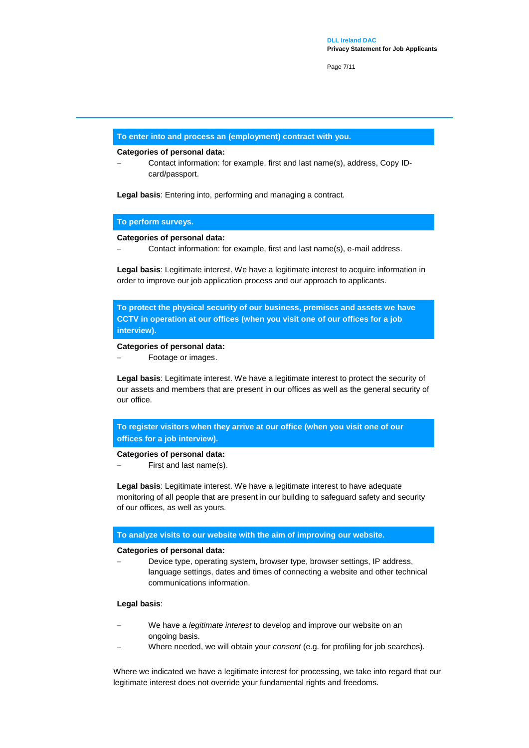### To enter into and process an (employment) contract with you.

**Categories of personal data:**

- Contact information: for example, first and last name(s), address, Copy ID-card/passport.

**Legal basis**: Entering into, performing and managing a contract.

### To perform surveys.

**Categories of personal data:**

- Contact information: for example, first and last name(s), e-mail address.

**Legal basis**: Legitimate interest. We have a legitimate interest to acquire information in order to improve our job application process and our approach to applicants.

### To protect the physical security of our business, premises and assets we have CCTV in operation at our offices (when you visit one of our offices for a job interview).

**Categories of personal data:**

- Footage or images.

**Legal basis**: Legitimate interest. We have a legitimate interest to protect the security of our assets and members that are present in our offices as well as the general security of our office.

### To register visitors when they arrive at our office (when you visit one of our offices for a job interview).

**Categories of personal data:**

- First and last name(s).

**Legal basis**: Legitimate interest. We have a legitimate interest to have adequate monitoring of all people that are present in our building to safeguard safety and security of our offices, as well as yours.

### To analyze visits to our website with the aim of improving our website.

**Categories of personal data:**

- Device type, operating system, browser type, browser settings, IP address, language settings, dates and times of connecting a website and other technical communications information.

**Legal basis**:

- We have a *legitimate interest* to develop and improve our website on an ongoing basis.
- Where needed, we will obtain your *consent* (e.g. for profiling for job searches).

Where we indicated we have a legitimate interest for processing, we take into regard that our legitimate interest does not override your fundamental rights and freedoms.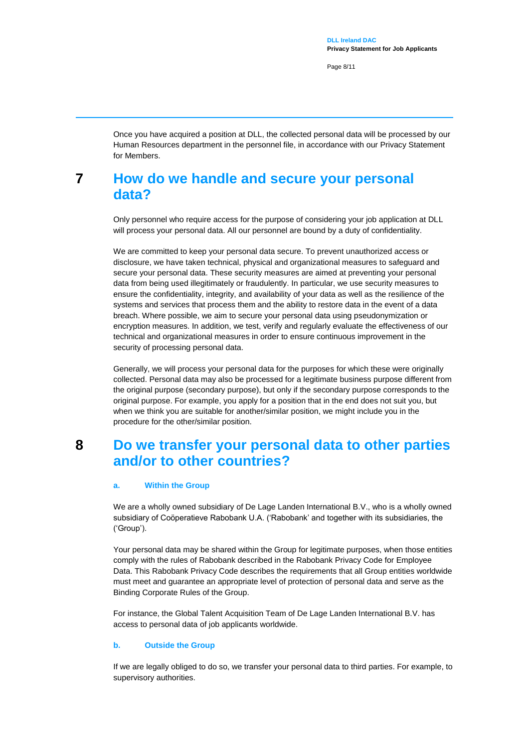Once you have acquired a position at DLL, the collected personal data will be processed by our Human Resources department in the personnel file, in accordance with our Privacy Statement for Members.

## 7 How do we handle and secure your personal data?

Only personnel who require access for the purpose of considering your job application at DLL will process your personal data. All our personnel are bound by a duty of confidentiality.

We are committed to keep your personal data secure. To prevent unauthorized access or disclosure, we have taken technical, physical and organizational measures to safeguard and secure your personal data. These security measures are aimed at preventing your personal data from being used illegitimately or fraudulently. In particular, we use security measures to ensure the confidentiality, integrity, and availability of your data as well as the resilience of the systems and services that process them and the ability to restore data in the event of a data breach. Where possible, we aim to secure your personal data using pseudonymization or encryption measures. In addition, we test, verify and regularly evaluate the effectiveness of our technical and organizational measures in order to ensure continuous improvement in the security of processing personal data.

Generally, we will process your personal data for the purposes for which these were originally collected. Personal data may also be processed for a legitimate business purpose different from the original purpose (secondary purpose), but only if the secondary purpose corresponds to the original purpose. For example, you apply for a position that in the end does not suit you, but when we think you are suitable for another/similar position, we might include you in the procedure for the other/similar position.

## 8 Do we transfer your personal data to other parties and/or to other countries?

### a. Within the Group

We are a wholly owned subsidiary of De Lage Landen International B.V., who is a wholly owned subsidiary of Coöperatieve Rabobank U.A. ('Rabobank' and together with its subsidiaries, the ('Group').

Your personal data may be shared within the Group for legitimate purposes, when those entities comply with the rules of Rabobank described in the Rabobank Privacy Code for Employee Data. This Rabobank Privacy Code describes the requirements that all Group entities worldwide must meet and guarantee an appropriate level of protection of personal data and serve as the Binding Corporate Rules of the Group.

For instance, the Global Talent Acquisition Team of De Lage Landen International B.V. has access to personal data of job applicants worldwide.

### b. Outside the Group

If we are legally obliged to do so, we transfer your personal data to third parties. For example, to supervisory authorities.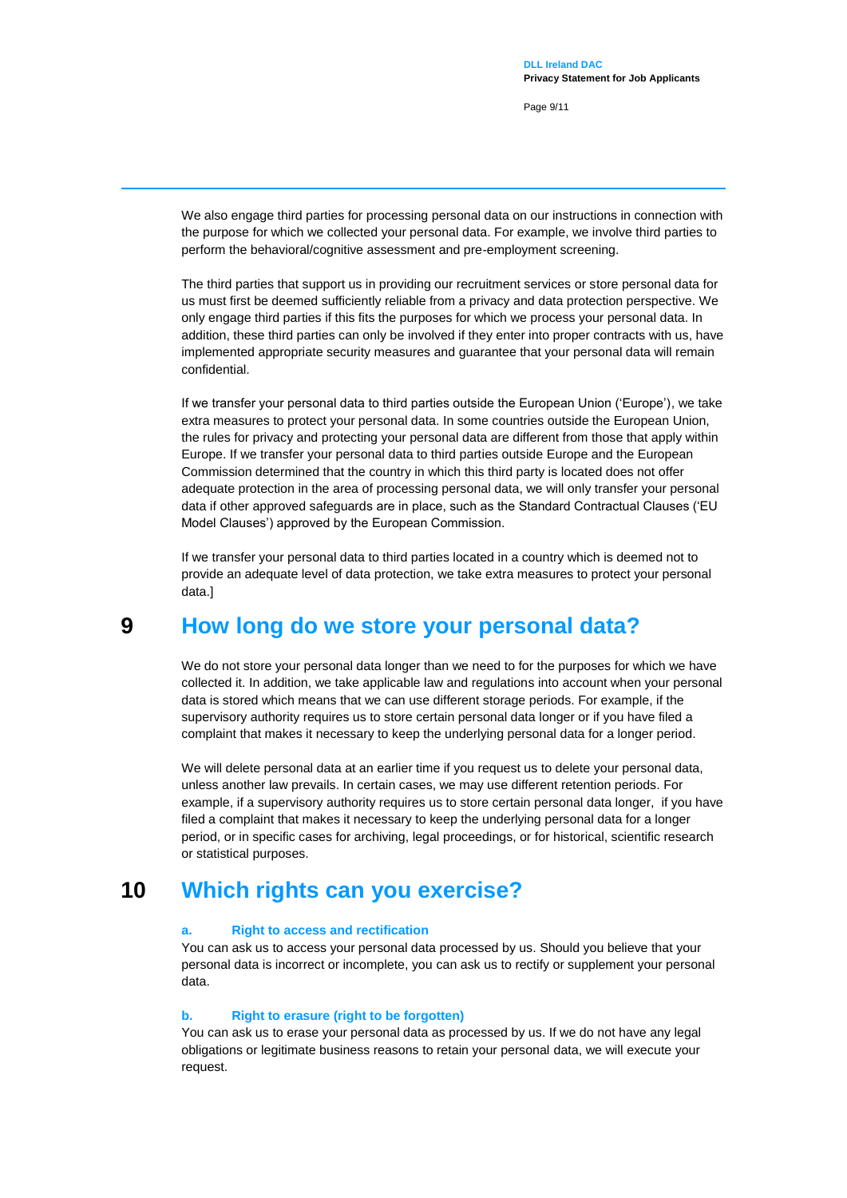We also engage third parties for processing personal data on our instructions in connection with the purpose for which we collected your personal data. For example, we involve third parties to perform the behavioral/cognitive assessment and pre-employment screening.

The third parties that support us in providing our recruitment services or store personal data for us must first be deemed sufficiently reliable from a privacy and data protection perspective. We only engage third parties if this fits the purposes for which we process your personal data. In addition, these third parties can only be involved if they enter into proper contracts with us, have implemented appropriate security measures and guarantee that your personal data will remain confidential.

If we transfer your personal data to third parties outside the European Union ('Europe'), we take extra measures to protect your personal data. In some countries outside the European Union, the rules for privacy and protecting your personal data are different from those that apply within Europe. If we transfer your personal data to third parties outside Europe and the European Commission determined that the country in which this third party is located does not offer adequate protection in the area of processing personal data, we will only transfer your personal data if other approved safeguards are in place, such as the Standard Contractual Clauses ('EU Model Clauses') approved by the European Commission.

If we transfer your personal data to third parties located in a country which is deemed not to provide an adequate level of data protection, we take extra measures to protect your personal data.]

# 9 How long do we store your personal data?

We do not store your personal data longer than we need to for the purposes for which we have collected it. In addition, we take applicable law and regulations into account when your personal data is stored which means that we can use different storage periods. For example, if the supervisory authority requires us to store certain personal data longer or if you have filed a complaint that makes it necessary to keep the underlying personal data for a longer period.

We will delete personal data at an earlier time if you request us to delete your personal data, unless another law prevails. In certain cases, we may use different retention periods. For example, if a supervisory authority requires us to store certain personal data longer, if you have filed a complaint that makes it necessary to keep the underlying personal data for a longer period, or in specific cases for archiving, legal proceedings, or for historical, scientific research or statistical purposes.

# 10 Which rights can you exercise?

### a. Right to access and rectification

You can ask us to access your personal data processed by us. Should you believe that your personal data is incorrect or incomplete, you can ask us to rectify or supplement your personal data.

### b. Right to erasure (right to be forgotten)

You can ask us to erase your personal data as processed by us. If we do not have any legal obligations or legitimate business reasons to retain your personal data, we will execute your request.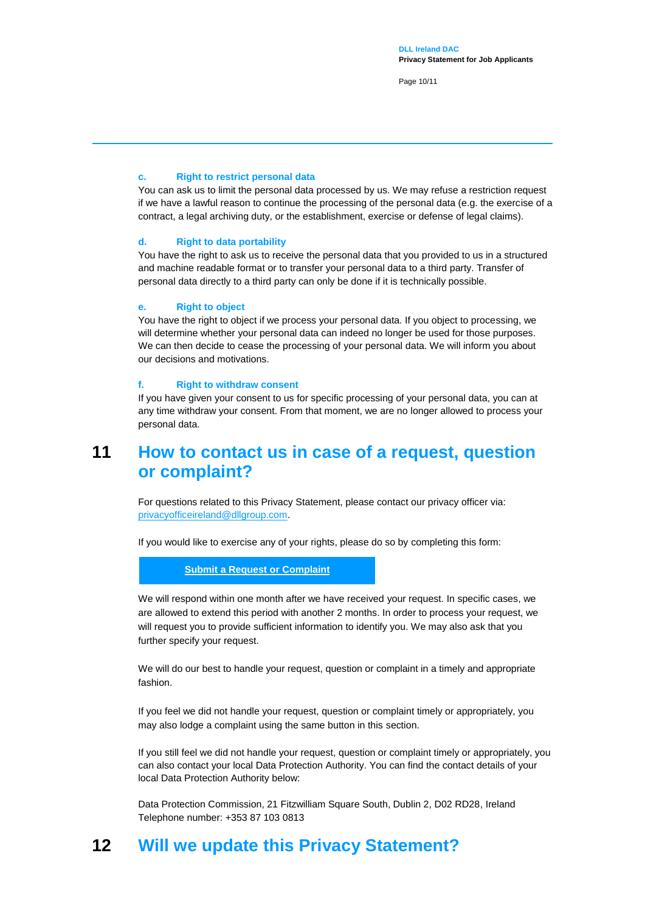### c. Right to restrict personal data

You can ask us to limit the personal data processed by us. We may refuse a restriction request if we have a lawful reason to continue the processing of the personal data (e.g. the exercise of a contract, a legal archiving duty, or the establishment, exercise or defense of legal claims).

### d. Right to data portability

You have the right to ask us to receive the personal data that you provided to us in a structured and machine readable format or to transfer your personal data to a third party. Transfer of personal data directly to a third party can only be done if it is technically possible.

### e. Right to object

You have the right to object if we process your personal data. If you object to processing, we will determine whether your personal data can indeed no longer be used for those purposes. We can then decide to cease the processing of your personal data. We will inform you about our decisions and motivations.

### f. Right to withdraw consent

If you have given your consent to us for specific processing of your personal data, you can at any time withdraw your consent. From that moment, we are no longer allowed to process your personal data.

## 11 How to contact us in case of a request, question or complaint?

For questions related to this Privacy Statement, please contact our privacy officer via: privacyofficeireland@dllgroup.com.

If you would like to exercise any of your rights, please do so by completing this form:

**Submit a Request or Complaint**

We will respond within one month after we have received your request. In specific cases, we are allowed to extend this period with another 2 months. In order to process your request, we will request you to provide sufficient information to identify you. We may also ask that you further specify your request.

We will do our best to handle your request, question or complaint in a timely and appropriate fashion.

If you feel we did not handle your request, question or complaint timely or appropriately, you may also lodge a complaint using the same button in this section.

If you still feel we did not handle your request, question or complaint timely or appropriately, you can also contact your local Data Protection Authority. You can find the contact details of your local Data Protection Authority below:

Data Protection Commission, 21 Fitzwilliam Square South, Dublin 2, D02 RD28, Ireland
Telephone number: +353 87 103 0813

## 12 Will we update this Privacy Statement?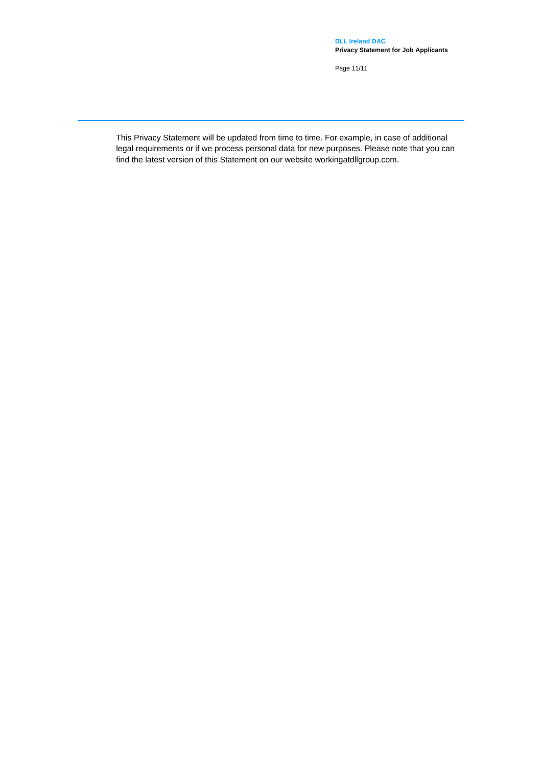This Privacy Statement will be updated from time to time. For example, in case of additional legal requirements or if we process personal data for new purposes. Please note that you can find the latest version of this Statement on our website workingatdllgroup.com.